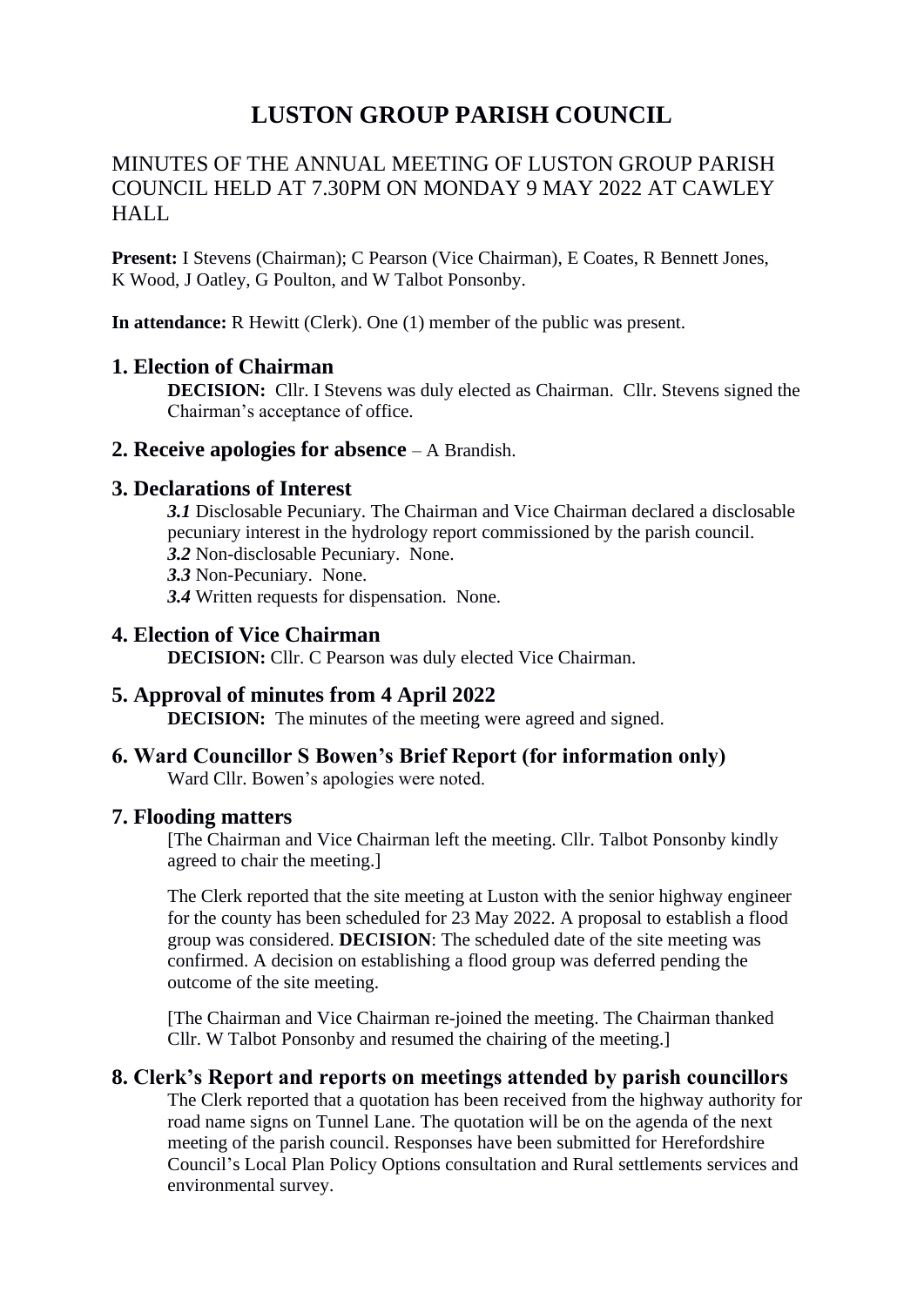# LUSTON GROUP PARISH COUNCIL

## MINUTES OF THE ANNUAL MEETING OF LUSTON GROUP PARISH COUNCIL HELD AT 7.30PM ON MONDAY 9 MAY 2022 AT CAWLEY HALL

**Present:** I Stevens (Chairman); C Pearson (Vice Chairman), E Coates, R Bennett Jones, K Wood, J Oatley, G Poulton, and W Talbot Ponsonby.

**In attendance:** R Hewitt (Clerk). One (1) member of the public was present.

### 1. Election of Chairman

**DECISION:** Cllr. I Stevens was duly elected as Chairman. Cllr. Stevens signed the Chairman's acceptance of office.

### 2. Receive apologies for absence – A Brandish.

### 3. Declarations of Interest

***3.1*** Disclosable Pecuniary. The Chairman and Vice Chairman declared a disclosable pecuniary interest in the hydrology report commissioned by the parish council.

***3.2*** Non-disclosable Pecuniary. None.

***3.3*** Non-Pecuniary. None.

***3.4*** Written requests for dispensation. None.

### 4. Election of Vice Chairman

**DECISION:** Cllr. C Pearson was duly elected Vice Chairman.

### 5. Approval of minutes from 4 April 2022

**DECISION:** The minutes of the meeting were agreed and signed.

### 6. Ward Councillor S Bowen's Brief Report (for information only)

Ward Cllr. Bowen's apologies were noted.

### 7. Flooding matters

[The Chairman and Vice Chairman left the meeting. Cllr. Talbot Ponsonby kindly agreed to chair the meeting.]

The Clerk reported that the site meeting at Luston with the senior highway engineer for the county has been scheduled for 23 May 2022. A proposal to establish a flood group was considered. **DECISION**: The scheduled date of the site meeting was confirmed. A decision on establishing a flood group was deferred pending the outcome of the site meeting.

[The Chairman and Vice Chairman re-joined the meeting. The Chairman thanked Cllr. W Talbot Ponsonby and resumed the chairing of the meeting.]

### 8. Clerk's Report and reports on meetings attended by parish councillors

The Clerk reported that a quotation has been received from the highway authority for road name signs on Tunnel Lane. The quotation will be on the agenda of the next meeting of the parish council. Responses have been submitted for Herefordshire Council's Local Plan Policy Options consultation and Rural settlements services and environmental survey.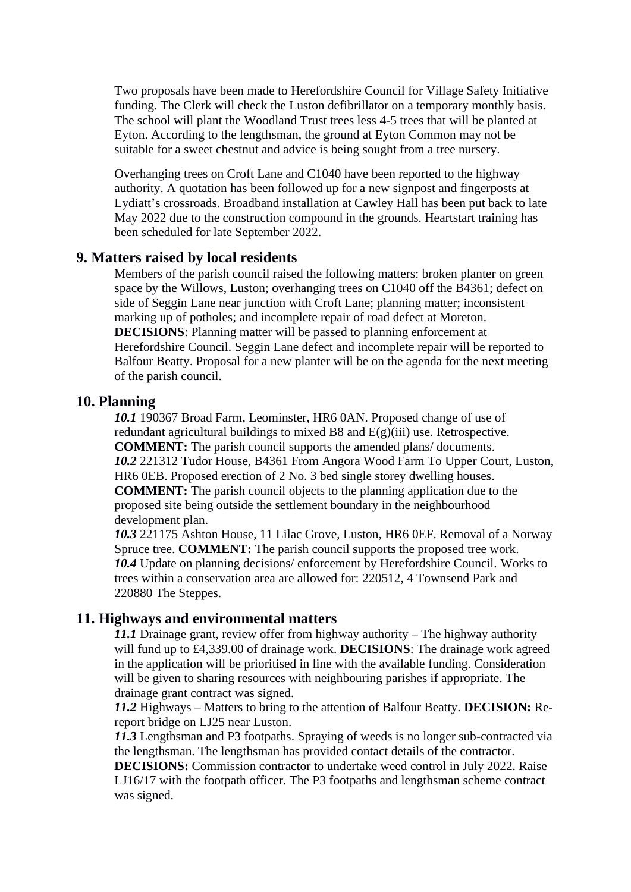Two proposals have been made to Herefordshire Council for Village Safety Initiative funding. The Clerk will check the Luston defibrillator on a temporary monthly basis. The school will plant the Woodland Trust trees less 4-5 trees that will be planted at Eyton. According to the lengthsman, the ground at Eyton Common may not be suitable for a sweet chestnut and advice is being sought from a tree nursery.

Overhanging trees on Croft Lane and C1040 have been reported to the highway authority. A quotation has been followed up for a new signpost and fingerposts at Lydiatt's crossroads. Broadband installation at Cawley Hall has been put back to late May 2022 due to the construction compound in the grounds. Heartstart training has been scheduled for late September 2022.

## 9. Matters raised by local residents

Members of the parish council raised the following matters: broken planter on green space by the Willows, Luston; overhanging trees on C1040 off the B4361; defect on side of Seggin Lane near junction with Croft Lane; planning matter; inconsistent marking up of potholes; and incomplete repair of road defect at Moreton.
**DECISIONS**: Planning matter will be passed to planning enforcement at Herefordshire Council. Seggin Lane defect and incomplete repair will be reported to Balfour Beatty. Proposal for a new planter will be on the agenda for the next meeting of the parish council.

## 10. Planning

***10.1*** 190367 Broad Farm, Leominster, HR6 0AN. Proposed change of use of redundant agricultural buildings to mixed B8 and E(g)(iii) use. Retrospective. **COMMENT:** The parish council supports the amended plans/ documents.
***10.2*** 221312 Tudor House, B4361 From Angora Wood Farm To Upper Court, Luston, HR6 0EB. Proposed erection of 2 No. 3 bed single storey dwelling houses. **COMMENT:** The parish council objects to the planning application due to the proposed site being outside the settlement boundary in the neighbourhood development plan.
***10.3*** 221175 Ashton House, 11 Lilac Grove, Luston, HR6 0EF. Removal of a Norway Spruce tree. **COMMENT:** The parish council supports the proposed tree work.
***10.4*** Update on planning decisions/ enforcement by Herefordshire Council. Works to trees within a conservation area are allowed for: 220512, 4 Townsend Park and 220880 The Steppes.

## 11. Highways and environmental matters

***11.1*** Drainage grant, review offer from highway authority – The highway authority will fund up to £4,339.00 of drainage work. **DECISIONS**: The drainage work agreed in the application will be prioritised in line with the available funding. Consideration will be given to sharing resources with neighbouring parishes if appropriate. The drainage grant contract was signed.
***11.2*** Highways – Matters to bring to the attention of Balfour Beatty. **DECISION:** Re-report bridge on LJ25 near Luston.
***11.3*** Lengthsman and P3 footpaths. Spraying of weeds is no longer sub-contracted via the lengthsman. The lengthsman has provided contact details of the contractor. **DECISIONS:** Commission contractor to undertake weed control in July 2022. Raise LJ16/17 with the footpath officer. The P3 footpaths and lengthsman scheme contract was signed.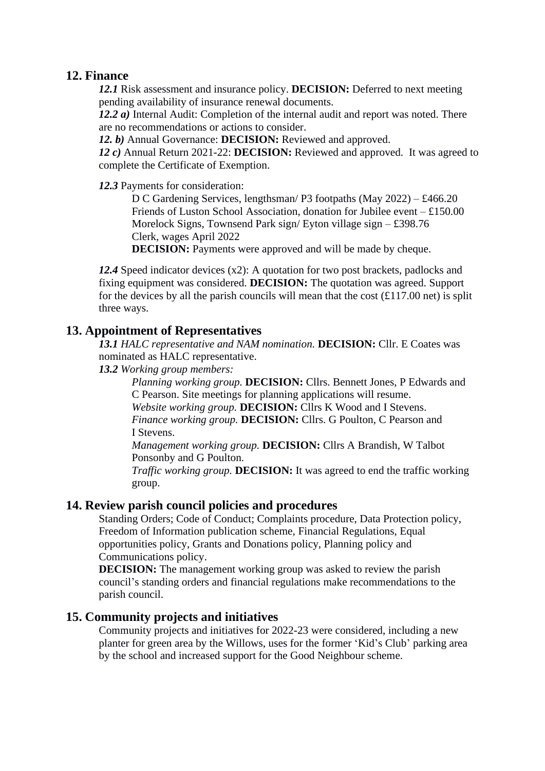## 12. Finance

***12.1*** Risk assessment and insurance policy. **DECISION:** Deferred to next meeting pending availability of insurance renewal documents.

***12.2 a)*** Internal Audit: Completion of the internal audit and report was noted. There are no recommendations or actions to consider.

***12. b)*** Annual Governance: **DECISION:** Reviewed and approved.

***12 c)*** Annual Return 2021-22: **DECISION:** Reviewed and approved. It was agreed to complete the Certificate of Exemption.

***12.3*** Payments for consideration:

D C Gardening Services, lengthsman/ P3 footpaths (May 2022) – £466.20
Friends of Luston School Association, donation for Jubilee event – £150.00
Morelock Signs, Townsend Park sign/ Eyton village sign – £398.76
Clerk, wages April 2022
**DECISION:** Payments were approved and will be made by cheque.

***12.4*** Speed indicator devices (x2): A quotation for two post brackets, padlocks and fixing equipment was considered. **DECISION:** The quotation was agreed. Support for the devices by all the parish councils will mean that the cost (£117.00 net) is split three ways.

## 13. Appointment of Representatives

***13.1*** *HALC representative and NAM nomination.* **DECISION:** Cllr. E Coates was nominated as HALC representative.

***13.2*** *Working group members:*

*Planning working group.* **DECISION:** Cllrs. Bennett Jones, P Edwards and C Pearson. Site meetings for planning applications will resume.
*Website working group.* **DECISION:** Cllrs K Wood and I Stevens.
*Finance working group.* **DECISION:** Cllrs. G Poulton, C Pearson and I Stevens.
*Management working group.* **DECISION:** Cllrs A Brandish, W Talbot Ponsonby and G Poulton.
*Traffic working group.* **DECISION:** It was agreed to end the traffic working group.

## 14. Review parish council policies and procedures

Standing Orders; Code of Conduct; Complaints procedure, Data Protection policy, Freedom of Information publication scheme, Financial Regulations, Equal opportunities policy, Grants and Donations policy, Planning policy and Communications policy.

**DECISION:** The management working group was asked to review the parish council's standing orders and financial regulations make recommendations to the parish council.

## 15. Community projects and initiatives

Community projects and initiatives for 2022-23 were considered, including a new planter for green area by the Willows, uses for the former 'Kid's Club' parking area by the school and increased support for the Good Neighbour scheme.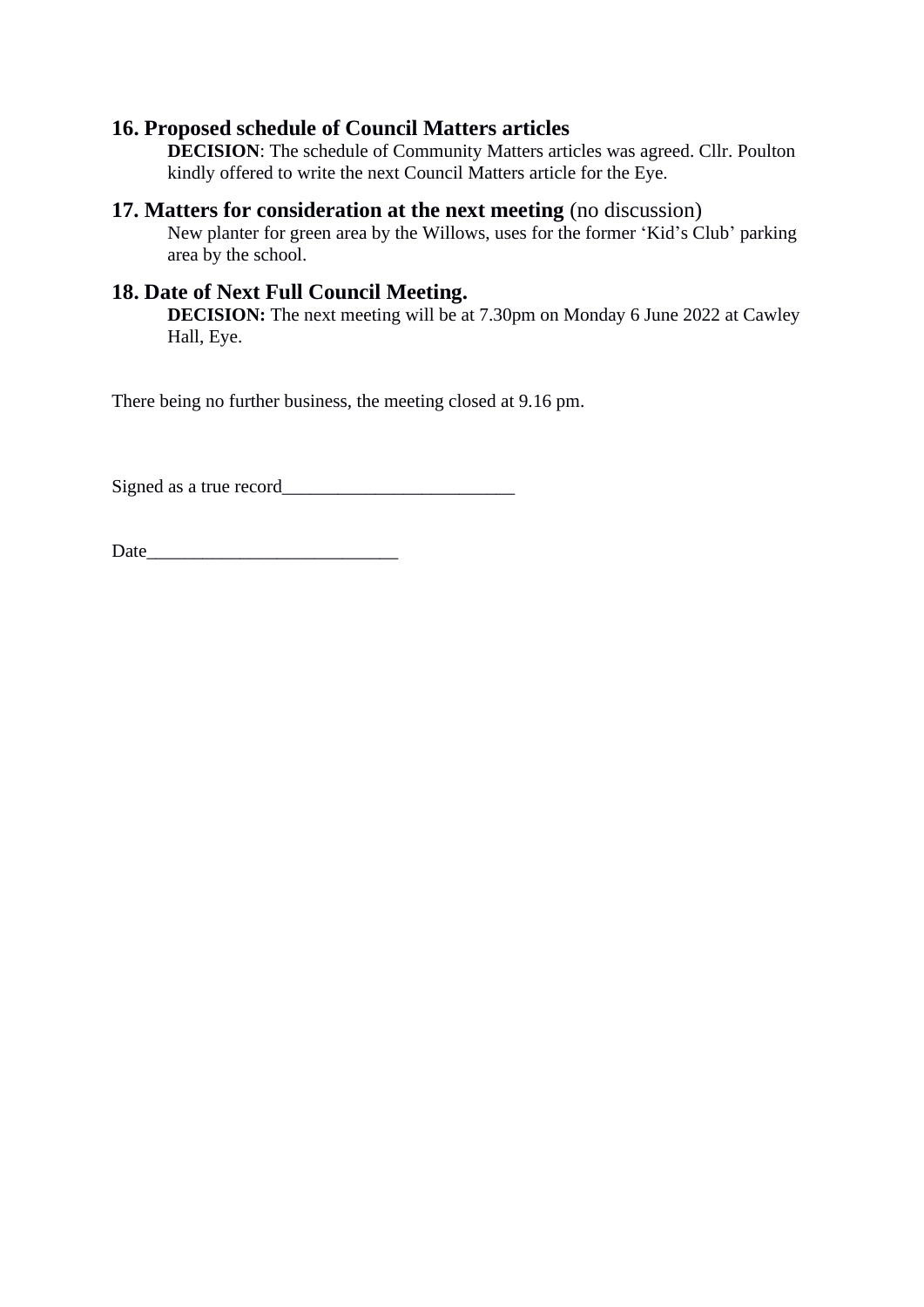## 16. Proposed schedule of Council Matters articles

**DECISION**: The schedule of Community Matters articles was agreed. Cllr. Poulton kindly offered to write the next Council Matters article for the Eye.

## 17. Matters for consideration at the next meeting (no discussion)

New planter for green area by the Willows, uses for the former 'Kid's Club' parking area by the school.

## 18. Date of Next Full Council Meeting.

**DECISION:** The next meeting will be at 7.30pm on Monday 6 June 2022 at Cawley Hall, Eye.

There being no further business, the meeting closed at 9.16 pm.

Signed as a true record_________________________

Date___________________________